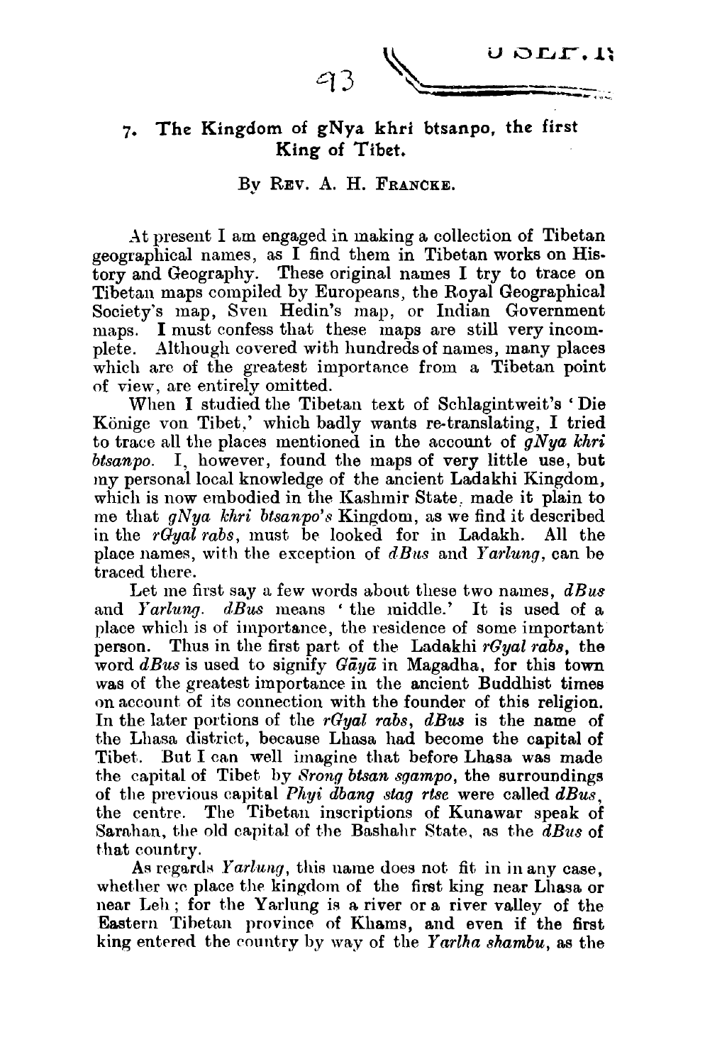## 7. The Kingdom of gNya khri btsanpo, the first King of Tibet.

By Rev. A. H. Francke.

At present I am engaged in making a collection of Tibetan geographical names, as I find them in Tibetan works on History and Geography. These original names I try to trace on Tibetan maps compiled by Europeans, the Royal Geographical Society's map, Sven Hedin's map, or Indian Government maps. I must confess that these maps are still very incomplete. Although covered with hundreds of names, many places which are of the greatest importance from a Tibetan point of view, are entirely omitted.

When I studied the Tibetan text of Schlagintweit's 'Die Könige von Tibet,' which badly wants re-translating, I tried to trace all the places mentioned in the account of *gNya khri btsanpo*. I, however, found the maps of very little use, but my personal local knowledge of the ancient Ladakhi Kingdom, which is now embodied in the Kashmir State, made it plain to me that *gNya khri btsanpo's* Kingdom, as we find it described in the *rGyal rabs*, must be looked for in Ladakh. All the place names, with the exception of *dBus* and *Yarlung*, can be traced there.

Let me first say a few words about these two names, *dBus* and *Yarlung*. *dBus* means 'the middle.' It is used of a place which is of importance, the residence of some important person. Thus in the first part of the Ladakhi *rGyal rabs*, the word *dBus* is used to signify *Gāyā* in Magadha, for this town was of the greatest importance in the ancient Buddhist times on account of its connection with the founder of this religion. In the later portions of the *rGyal rabs*, *dBus* is the name of the Lhasa district, because Lhasa had become the capital of Tibet. But I can well imagine that before Lhasa was made the capital of Tibet by *Srong btsan sgampo*, the surroundings of the previous capital *Phyi dbang stag rtse* were called *dBus*, the centre. The Tibetan inscriptions of Kunawar speak of Sarahan, the old capital of the Bashahr State, as the *dBus* of that country.

As regards *Yarlung*, this name does not fit in in any case, whether we place the kingdom of the first king near Lhasa or near Leh; for the Yarlung is a river or a river valley of the Eastern Tibetan province of Khams, and even if the first king entered the country by way of the *Yarlha shambu*, as the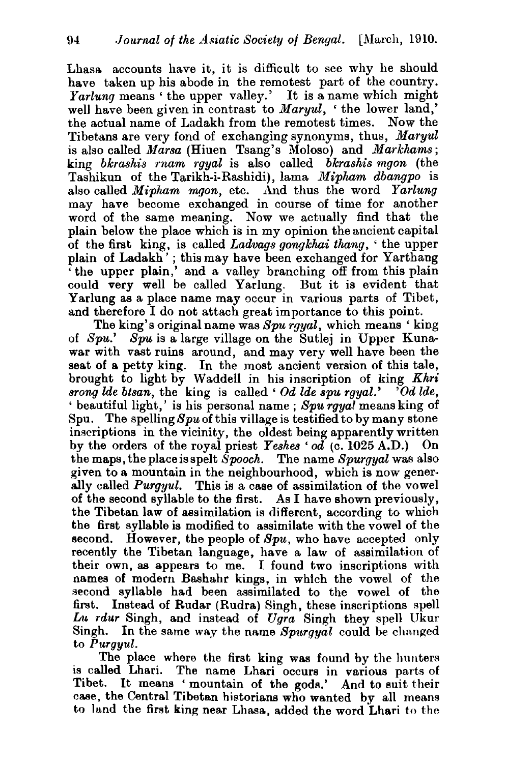Lhasa accounts have it, it is difficult to see why he should have taken up his abode in the remotest part of the country. *Yarlung* means 'the upper valley.' It is a name which might well have been given in contrast to *Maryul*, 'the lower land,' the actual name of Ladakh from the remotest times. Now the Tibetans are very fond of exchanging synonyms, thus, *Maryul* is also called *Marsa* (Hiuen Tsang's Moloso) and *Markhams*; king *bkrashis rnam rgyal* is also called *bkrashis mgon* (the Tashikun of the Tarikh-i-Rashidi), lama *Mipham dbangpo* is also called *Mipham mgon*, etc. And thus the word *Yarlung* may have become exchanged in course of time for another word of the same meaning. Now we actually find that the plain below the place which is in my opinion the ancient capital of the first king, is called *Ladvags gongkhai thang*, 'the upper plain of Ladakh'; this may have been exchanged for Yarthang 'the upper plain,' and a valley branching off from this plain could very well be called Yarlung. But it is evident that Yarlung as a place name may occur in various parts of Tibet, and therefore I do not attach great importance to this point.

The king's original name was *Spu rgyal*, which means 'king of *Spu*.' *Spu* is a large village on the Sutlej in Upper Kunawar with vast ruins around, and may very well have been the seat of a petty king. In the most ancient version of this tale, brought to light by Waddell in his inscription of king *Khri srong lde btsan*, the king is called '*Od lde spu rgyal*.' '*Od lde*, 'beautiful light,' is his personal name; *Spu rgyal* means king of Spu. The spelling *Spu* of this village is testified to by many stone inscriptions in the vicinity, the oldest being apparently written by the orders of the royal priest *Yeshes 'od* (c. 1025 A.D.) On the maps, the place is spelt *Spooch*. The name *Spurgyal* was also given to a mountain in the neighbourhood, which is now generally called *Purgyul*. This is a case of assimilation of the vowel of the second syllable to the first. As I have shown previously, the Tibetan law of assimilation is different, according to which the first syllable is modified to assimilate with the vowel of the second. However, the people of *Spu*, who have accepted only recently the Tibetan language, have a law of assimilation of their own, as appears to me. I found two inscriptions with names of modern Bashahr kings, in which the vowel of the second syllable had been assimilated to the vowel of the first. Instead of Rudar (Rudra) Singh, these inscriptions spell *Lu rdur* Singh, and instead of *Ugra* Singh they spell Ukur Singh. In the same way the name *Spurgyal* could be changed to *Purgyul*.

The place where the first king was found by the hunters is called Lhari. The name Lhari occurs in various parts of Tibet. It means 'mountain of the gods.' And to suit their case, the Central Tibetan historians who wanted by all means to land the first king near Lhasa, added the word Lhari to the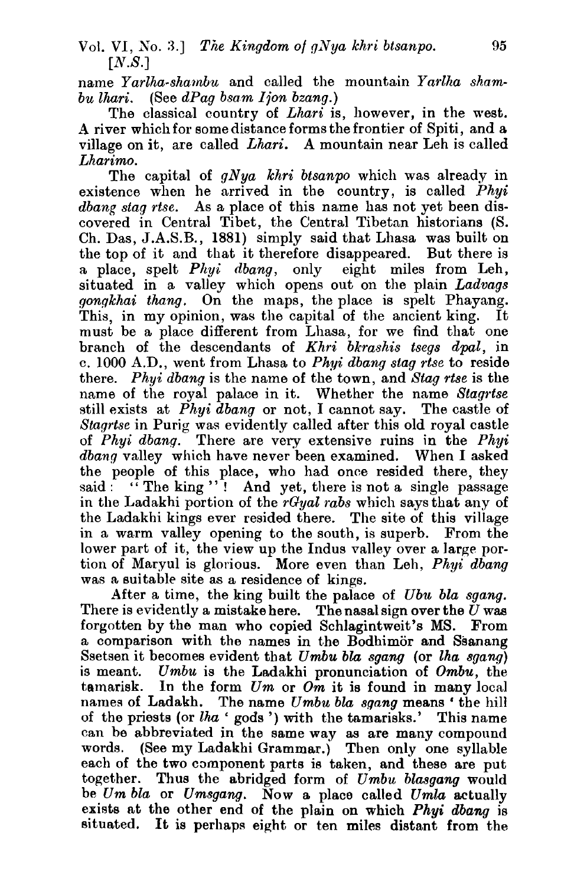name *Yarlha-shambu* and called the mountain *Yarlha shambu lhari*. (See *dPag bsam Ijon bzang*.)

The classical country of *Lhari* is, however, in the west. A river which for some distance forms the frontier of Spiti, and a village on it, are called *Lhari*. A mountain near Leh is called *Lharimo*.

The capital of *gNya khri btsanpo* which was already in existence when he arrived in the country, is called *Phyi dbang stag rtse*. As a place of this name has not yet been discovered in Central Tibet, the Central Tibetan historians (S. Ch. Das, J.A.S.B., 1881) simply said that Lhasa was built on the top of it and that it therefore disappeared. But there is a place, spelt *Phyi dbang*, only eight miles from Leh, situated in a valley which opens out on the plain *Ladvags gongkhai thang*. On the maps, the place is spelt Phayang. This, in my opinion, was the capital of the ancient king. It must be a place different from Lhasa, for we find that one branch of the descendants of *Khri bkrashis tsegs dpal*, in c. 1000 A.D., went from Lhasa to *Phyi dbang stag rtse* to reside there. *Phyi dbang* is the name of the town, and *Stag rtse* is the name of the royal palace in it. Whether the name *Stagrtse* still exists at *Phyi dbang* or not, I cannot say. The castle of *Stagrtse* in Purig was evidently called after this old royal castle of *Phyi dbang*. There are very extensive ruins in the *Phyi dbang* valley which have never been examined. When I asked the people of this place, who had once resided there, they said: "The king"! And yet, there is not a single passage in the Ladakhi portion of the *rGyal rabs* which says that any of the Ladakhi kings ever resided there. The site of this village in a warm valley opening to the south, is superb. From the lower part of it, the view up the Indus valley over a large portion of Maryul is glorious. More even than Leh, *Phyi dbang* was a suitable site as a residence of kings.

After a time, the king built the palace of *Ubu bla sgang*. There is evidently a mistake here. The nasal sign over the *U* was forgotten by the man who copied Schlagintweit's MS. From a comparison with the names in the Bodhimör and Ssanang Ssetsen it becomes evident that *Umbu bla sgang* (or *lha sgang*) is meant. *Umbu* is the Ladakhi pronunciation of *Ombu*, the tamarisk. In the form *Um* or *Om* it is found in many local names of Ladakh. The name *Umbu bla sgang* means 'the hill of the priests (or *lha* 'gods') with the tamarisks.' This name can be abbreviated in the same way as are many compound words. (See my Ladakhi Grammar.) Then only one syllable each of the two component parts is taken, and these are put together. Thus the abridged form of *Umbu blasgang* would be *Um bla* or *Umsgang*. Now a place called *Umla* actually exists at the other end of the plain on which *Phyi dbang* is situated. It is perhaps eight or ten miles distant from the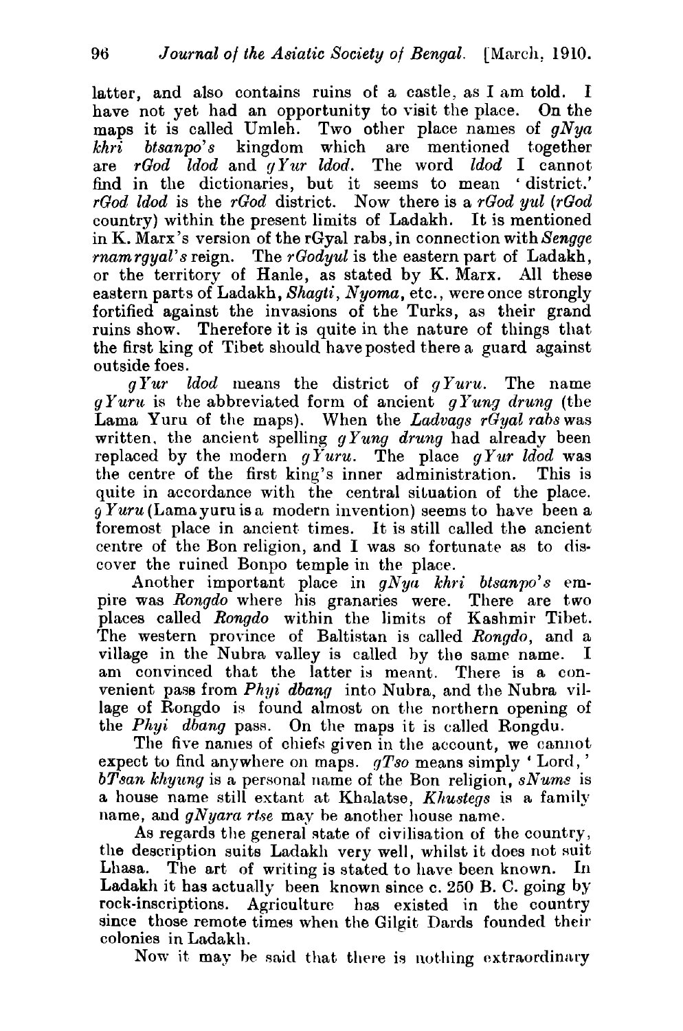latter, and also contains ruins of a castle, as I am told. I have not yet had an opportunity to visit the place. On the maps it is called Umleh. Two other place names of *gNya khri btsanpo's* kingdom which are mentioned together are *rGod ldod* and *gYur ldod*. The word *ldod* I cannot find in the dictionaries, but it seems to mean 'district.' *rGod ldod* is the *rGod* district. Now there is a *rGod yul* (*rGod* country) within the present limits of Ladakh. It is mentioned in K. Marx's version of the rGyal rabs, in connection with *Sengge rnamrgyal's* reign. The *rGodyul* is the eastern part of Ladakh, or the territory of Hanle, as stated by K. Marx. All these eastern parts of Ladakh, *Shagti*, *Nyoma*, etc., were once strongly fortified against the invasions of the Turks, as their grand ruins show. Therefore it is quite in the nature of things that the first king of Tibet should have posted there a guard against outside foes.

*gYur ldod* means the district of *gYuru*. The name *gYuru* is the abbreviated form of ancient *gYung drung* (the Lama Yuru of the maps). When the *Ladvags rGyal rabs* was written, the ancient spelling *gYung drung* had already been replaced by the modern *gYuru*. The place *gYur ldod* was the centre of the first king's inner administration. This is quite in accordance with the central situation of the place. *gYuru* (Lama yuru is a modern invention) seems to have been a foremost place in ancient times. It is still called the ancient centre of the Bon religion, and I was so fortunate as to discover the ruined Bonpo temple in the place.

Another important place in *gNya khri btsanpo's* empire was *Rongdo* where his granaries were. There are two places called *Rongdo* within the limits of Kashmir Tibet. The western province of Baltistan is called *Rongdo*, and a village in the Nubra valley is called by the same name. I am convinced that the latter is meant. There is a convenient pass from *Phyi dbang* into Nubra, and the Nubra village of Rongdo is found almost on the northern opening of the *Phyi dbang* pass. On the maps it is called Rongdu.

The five names of chiefs given in the account, we cannot expect to find anywhere on maps. *gTso* means simply 'Lord,' *bTsan khyung* is a personal name of the Bon religion, *sNums* is a house name still extant at Khalatse, *Khustegs* is a family name, and *gNyara rtse* may be another house name.

As regards the general state of civilisation of the country, the description suits Ladakh very well, whilst it does not suit Lhasa. The art of writing is stated to have been known. In Ladakh it has actually been known since c. 250 B. C. going by rock-inscriptions. Agriculture has existed in the country since those remote times when the Gilgit Dards founded their colonies in Ladakh.

Now it may be said that there is nothing extraordinary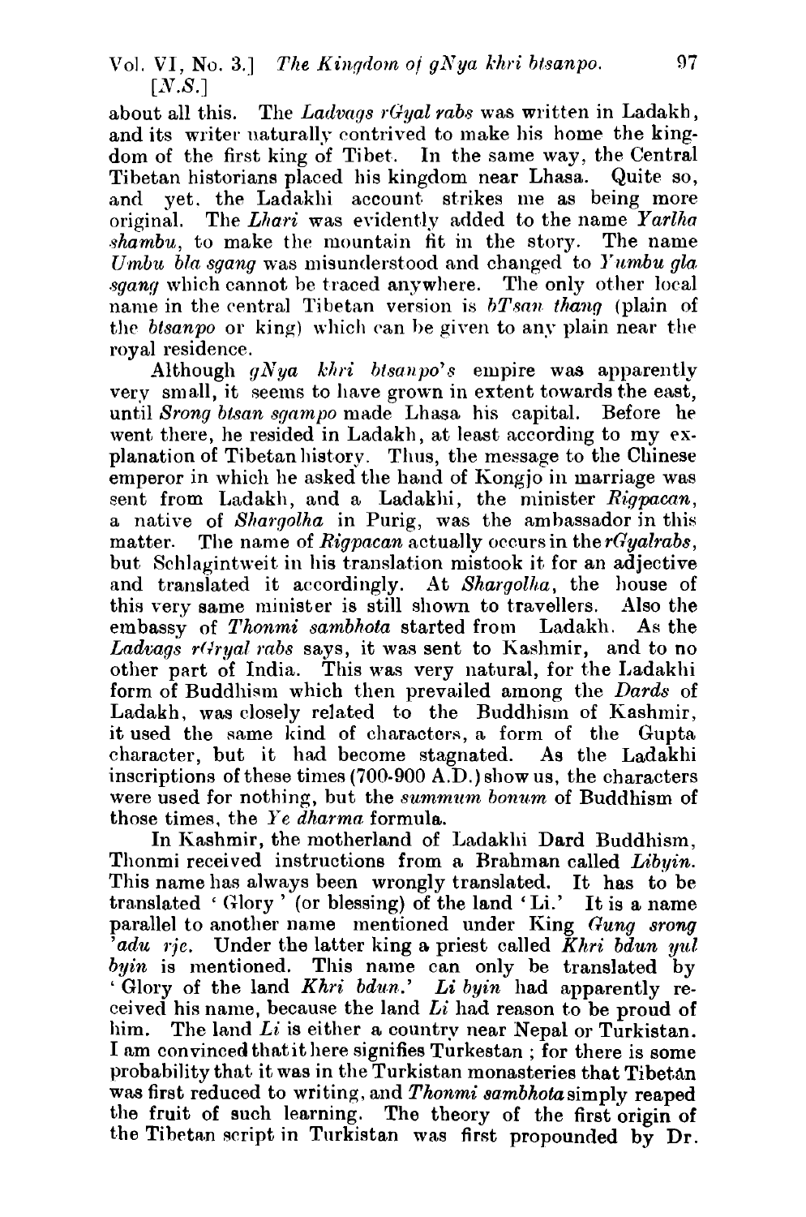about all this. The *Ladvags rGyal rabs* was written in Ladakh, and its writer naturally contrived to make his home the kingdom of the first king of Tibet. In the same way, the Central Tibetan historians placed his kingdom near Lhasa. Quite so, and yet, the Ladakhi account strikes me as being more original. The *Lhari* was evidently added to the name *Yarlha shambu*, to make the mountain fit in the story. The name *Umbu bla sgang* was misunderstood and changed to *Yumbu gla sgang* which cannot be traced anywhere. The only other local name in the central Tibetan version is *bTsan thang* (plain of the *btsanpo* or king) which can be given to any plain near the royal residence.

Although *gNya khri btsanpo's* empire was apparently very small, it seems to have grown in extent towards the east, until *Srong btsan sgampo* made Lhasa his capital. Before he went there, he resided in Ladakh, at least according to my explanation of Tibetan history. Thus, the message to the Chinese emperor in which he asked the hand of Kongjo in marriage was sent from Ladakh, and a Ladakhi, the minister *Rigpacan*, a native of *Shargolha* in Purig, was the ambassador in this matter. The name of *Rigpacan* actually occurs in the *rGyalrabs*, but Schlagintweit in his translation mistook it for an adjective and translated it accordingly. At *Shargolha*, the house of this very same minister is still shown to travellers. Also the embassy of *Thonmi sambhota* started from Ladakh. As the *Ladvags rGryal rabs* says, it was sent to Kashmir, and to no other part of India. This was very natural, for the Ladakhi form of Buddhism which then prevailed among the *Dards* of Ladakh, was closely related to the Buddhism of Kashmir, it used the same kind of characters, a form of the Gupta character, but it had become stagnated. As the Ladakhi inscriptions of these times (700-900 A.D.) show us, the characters were used for nothing, but the *summum bonum* of Buddhism of those times, the *Ye dharma* formula.

In Kashmir, the motherland of Ladakhi Dard Buddhism, Thonmi received instructions from a Brahman called *Libyin*. This name has always been wrongly translated. It has to be translated 'Glory' (or blessing) of the land 'Li.' It is a name parallel to another name mentioned under King *Gung srong 'adu rje*. Under the latter king a priest called *Khri bdun yul byin* is mentioned. This name can only be translated by 'Glory of the land *Khri bdun*.' *Li byin* had apparently received his name, because the land *Li* had reason to be proud of him. The land *Li* is either a country near Nepal or Turkistan. I am convinced that it here signifies Turkestan; for there is some probability that it was in the Turkistan monasteries that Tibetan was first reduced to writing, and *Thonmi sambhota* simply reaped the fruit of such learning. The theory of the first origin of the Tibetan script in Turkistan was first propounded by Dr.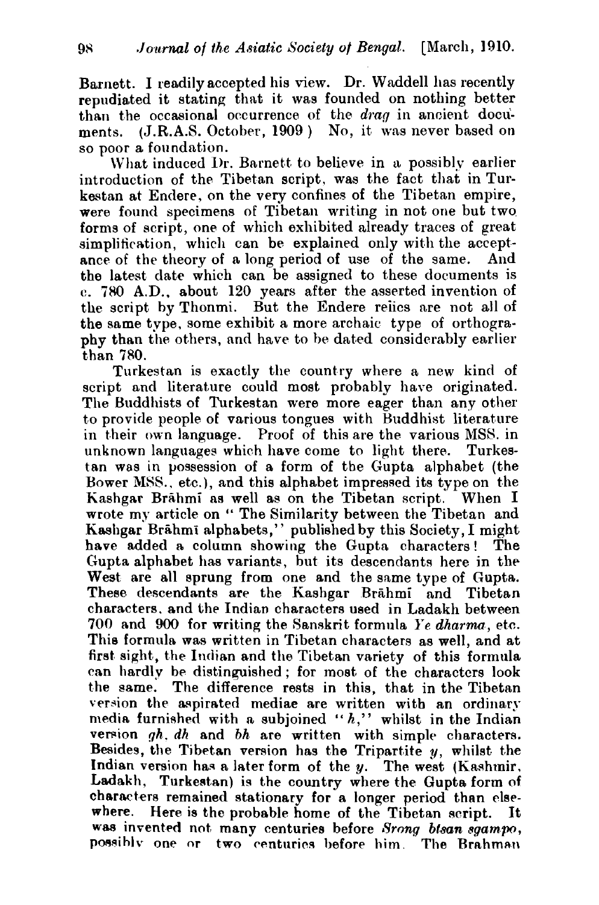Barnett. I readily accepted his view. Dr. Waddell has recently repudiated it stating that it was founded on nothing better than the occasional occurrence of the *drag* in ancient documents. (J.R.A.S. October, 1909 ) No, it was never based on so poor a foundation.

What induced Dr. Barnett to believe in a possibly earlier introduction of the Tibetan script, was the fact that in Turkestan at Endere, on the very confines of the Tibetan empire, were found specimens of Tibetan writing in not one but two forms of script, one of which exhibited already traces of great simplification, which can be explained only with the acceptance of the theory of a long period of use of the same. And the latest date which can be assigned to these documents is c. 780 A.D., about 120 years after the asserted invention of the script by Thonmi. But the Endere relics are not all of the same type, some exhibit a more archaic type of orthography than the others, and have to be dated considerably earlier than 780.

Turkestan is exactly the country where a new kind of script and literature could most probably have originated. The Buddhists of Turkestan were more eager than any other to provide people of various tongues with Buddhist literature in their own language. Proof of this are the various MSS. in unknown languages which have come to light there. Turkestan was in possession of a form of the Gupta alphabet (the Bower MSS., etc.), and this alphabet impressed its type on the Kashgar Brāhmī as well as on the Tibetan script. When I wrote my article on " The Similarity between the Tibetan and Kashgar Brāhmī alphabets,'' published by this Society, I might have added a column showing the Gupta characters! The Gupta alphabet has variants, but its descendants here in the West are all sprung from one and the same type of Gupta. These descendants are the Kashgar Brāhmī and Tibetan characters, and the Indian characters used in Ladakh between 700 and 900 for writing the Sanskrit formula *Ye dharma*, etc. This formula was written in Tibetan characters as well, and at first sight, the Indian and the Tibetan variety of this formula can hardly be distinguished; for most of the characters look the same. The difference rests in this, that in the Tibetan version the aspirated mediae are written with an ordinary media furnished with a subjoined "*h*," whilst in the Indian version *gh*, *dh* and *bh* are written with simple characters. Besides, the Tibetan version has the Tripartite *y*, whilst the Indian version has a later form of the *y*. The west (Kashmir, Ladakh, Turkestan) is the country where the Gupta form of characters remained stationary for a longer period than elsewhere. Here is the probable home of the Tibetan script. It was invented not many centuries before *Srong btsan sgampo*, possibly one or two centuries before him. The Brahman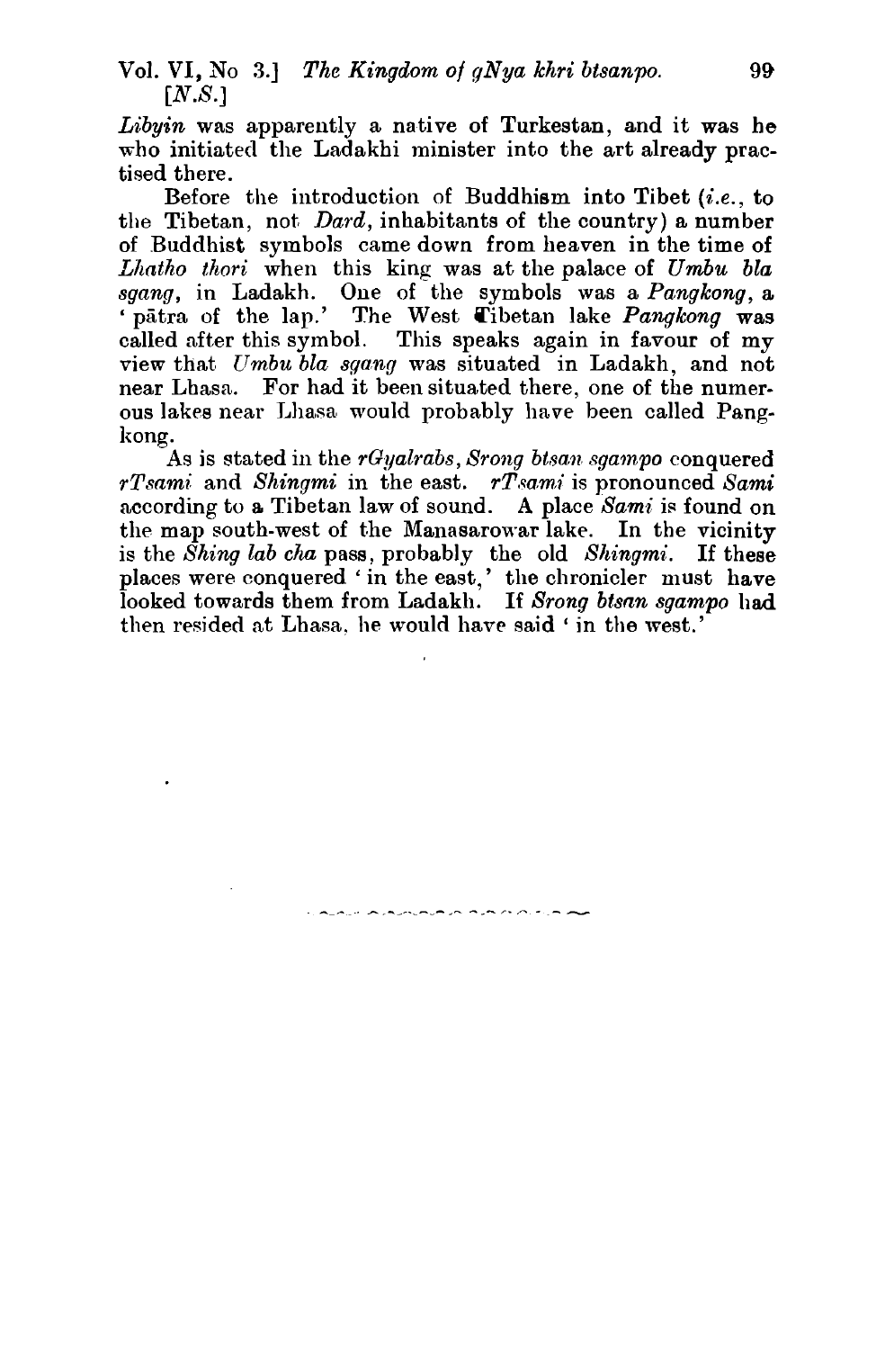*Libyin* was apparently a native of Turkestan, and it was he who initiated the Ladakhi minister into the art already practised there.

Before the introduction of Buddhism into Tibet (*i.e.*, to the Tibetan, not *Dard*, inhabitants of the country) a number of Buddhist symbols came down from heaven in the time of *Lhatho thori* when this king was at the palace of *Umbu bla sgang*, in Ladakh. One of the symbols was a *Pangkong*, a 'pātra of the lap.' The West Tibetan lake *Pangkong* was called after this symbol. This speaks again in favour of my view that *Umbu bla sgang* was situated in Ladakh, and not near Lhasa. For had it been situated there, one of the numerous lakes near Lhasa would probably have been called Pangkong.

As is stated in the *rGyalrabs*, *Srong btsan sgampo* conquered *rTsami* and *Shingmi* in the east. *rTsami* is pronounced *Sami* according to a Tibetan law of sound. A place *Sami* is found on the map south-west of the Manasarowar lake. In the vicinity is the *Shing lab cha* pass, probably the old *Shingmi*. If these places were conquered 'in the east,' the chronicler must have looked towards them from Ladakh. If *Srong btsan sgampo* had then resided at Lhasa, he would have said 'in the west.'